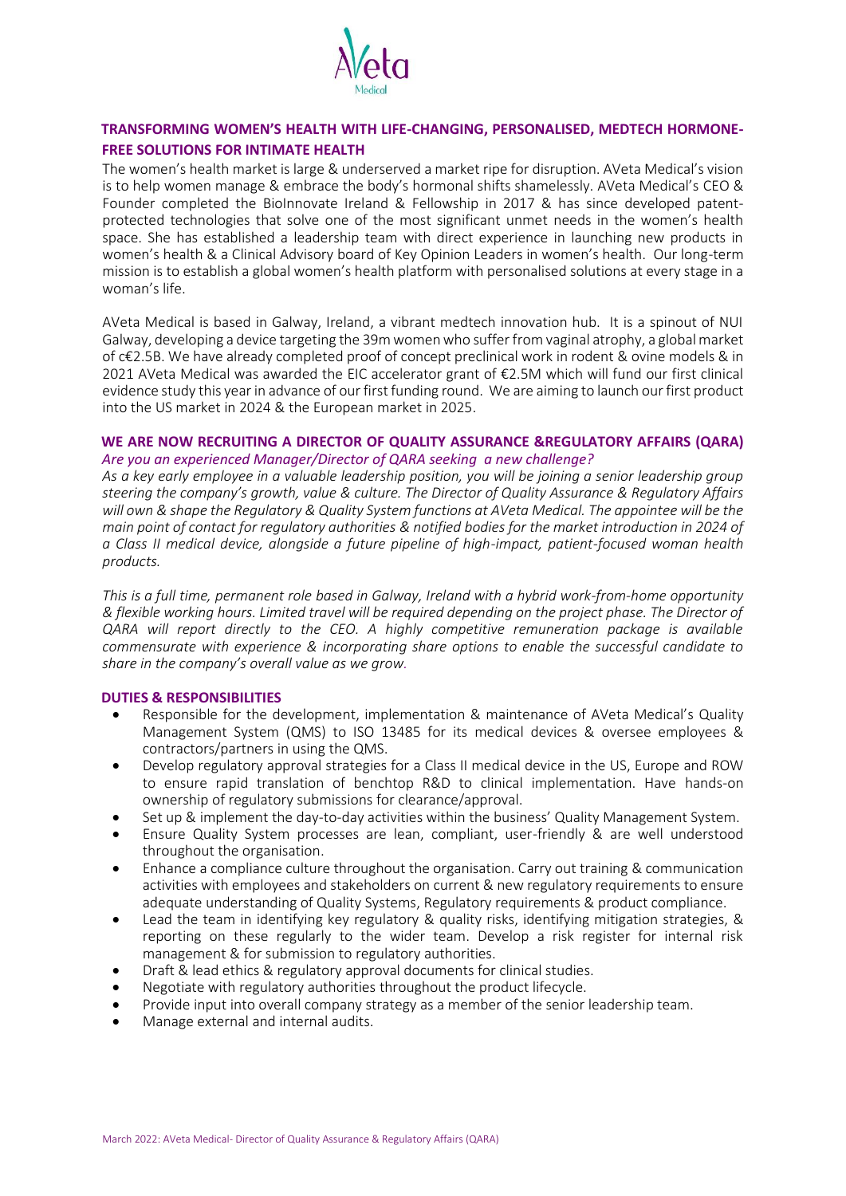## TRANSFORMING WOMEN'S HEALTH WITH LIFE-CHANGING, PERSONALISED, MEDTECH HORMONE-FREE SOLUTIONS FOR INTIMATE HEALTH

The women's health market is large & underserved a market ripe for disruption. AVeta Medical's vision is to help women manage & embrace the body's hormonal shifts shamelessly. AVeta Medical's CEO & Founder completed the BioInnovate Ireland & Fellowship in 2017 & has since developed patent-protected technologies that solve one of the most significant unmet needs in the women's health space. She has established a leadership team with direct experience in launching new products in women's health & a Clinical Advisory board of Key Opinion Leaders in women's health. Our long-term mission is to establish a global women's health platform with personalised solutions at every stage in a woman's life.

AVeta Medical is based in Galway, Ireland, a vibrant medtech innovation hub. It is a spinout of NUI Galway, developing a device targeting the 39m women who suffer from vaginal atrophy, a global market of c€2.5B. We have already completed proof of concept preclinical work in rodent & ovine models & in 2021 AVeta Medical was awarded the EIC accelerator grant of €2.5M which will fund our first clinical evidence study this year in advance of our first funding round. We are aiming to launch our first product into the US market in 2024 & the European market in 2025.

## WE ARE NOW RECRUITING A DIRECTOR OF QUALITY ASSURANCE &REGULATORY AFFAIRS (QARA)

*Are you an experienced Manager/Director of QARA seeking a new challenge?*

*As a key early employee in a valuable leadership position, you will be joining a senior leadership group steering the company's growth, value & culture. The Director of Quality Assurance & Regulatory Affairs will own & shape the Regulatory & Quality System functions at AVeta Medical. The appointee will be the main point of contact for regulatory authorities & notified bodies for the market introduction in 2024 of a Class II medical device, alongside a future pipeline of high-impact, patient-focused woman health products.*

*This is a full time, permanent role based in Galway, Ireland with a hybrid work-from-home opportunity & flexible working hours. Limited travel will be required depending on the project phase. The Director of QARA will report directly to the CEO. A highly competitive remuneration package is available commensurate with experience & incorporating share options to enable the successful candidate to share in the company's overall value as we grow.*

## DUTIES & RESPONSIBILITIES

- Responsible for the development, implementation & maintenance of AVeta Medical's Quality Management System (QMS) to ISO 13485 for its medical devices & oversee employees & contractors/partners in using the QMS.
- Develop regulatory approval strategies for a Class II medical device in the US, Europe and ROW to ensure rapid translation of benchtop R&D to clinical implementation. Have hands-on ownership of regulatory submissions for clearance/approval.
- Set up & implement the day-to-day activities within the business' Quality Management System.
- Ensure Quality System processes are lean, compliant, user-friendly & are well understood throughout the organisation.
- Enhance a compliance culture throughout the organisation. Carry out training & communication activities with employees and stakeholders on current & new regulatory requirements to ensure adequate understanding of Quality Systems, Regulatory requirements & product compliance.
- Lead the team in identifying key regulatory & quality risks, identifying mitigation strategies, & reporting on these regularly to the wider team. Develop a risk register for internal risk management & for submission to regulatory authorities.
- Draft & lead ethics & regulatory approval documents for clinical studies.
- Negotiate with regulatory authorities throughout the product lifecycle.
- Provide input into overall company strategy as a member of the senior leadership team.
- Manage external and internal audits.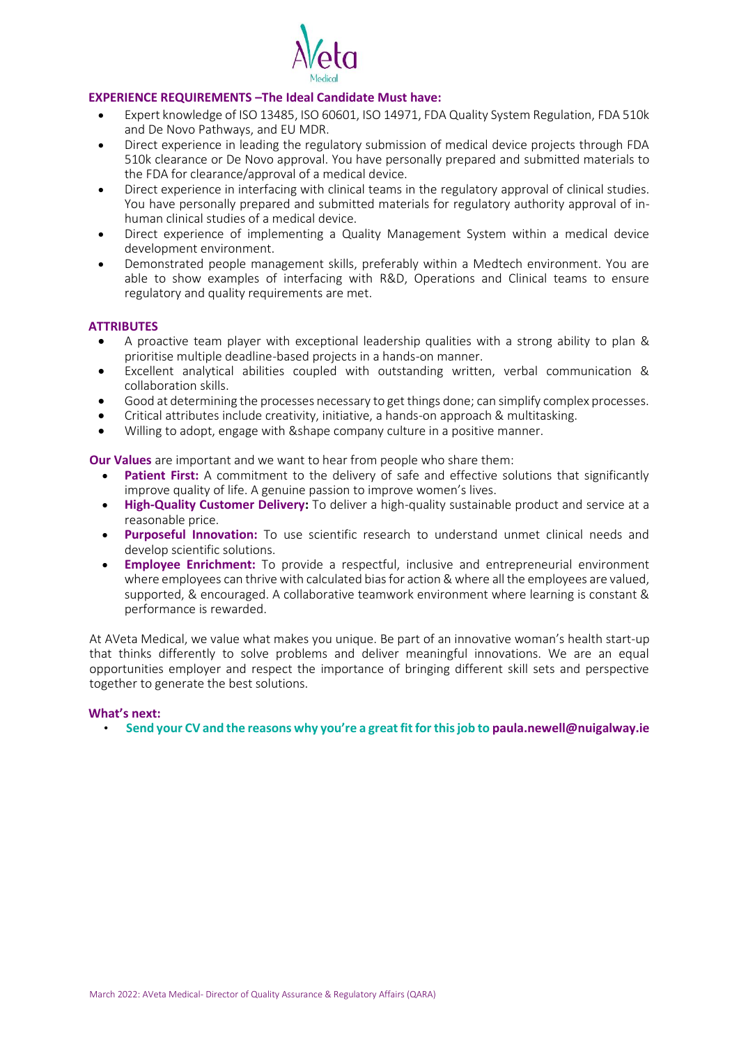## EXPERIENCE REQUIREMENTS –The Ideal Candidate Must have:

- Expert knowledge of ISO 13485, ISO 60601, ISO 14971, FDA Quality System Regulation, FDA 510k and De Novo Pathways, and EU MDR.
- Direct experience in leading the regulatory submission of medical device projects through FDA 510k clearance or De Novo approval. You have personally prepared and submitted materials to the FDA for clearance/approval of a medical device.
- Direct experience in interfacing with clinical teams in the regulatory approval of clinical studies. You have personally prepared and submitted materials for regulatory authority approval of in-human clinical studies of a medical device.
- Direct experience of implementing a Quality Management System within a medical device development environment.
- Demonstrated people management skills, preferably within a Medtech environment. You are able to show examples of interfacing with R&D, Operations and Clinical teams to ensure regulatory and quality requirements are met.

## ATTRIBUTES

- A proactive team player with exceptional leadership qualities with a strong ability to plan & prioritise multiple deadline-based projects in a hands-on manner.
- Excellent analytical abilities coupled with outstanding written, verbal communication & collaboration skills.
- Good at determining the processes necessary to get things done; can simplify complex processes.
- Critical attributes include creativity, initiative, a hands-on approach & multitasking.
- Willing to adopt, engage with &shape company culture in a positive manner.

**Our Values** are important and we want to hear from people who share them:

- **Patient First:** A commitment to the delivery of safe and effective solutions that significantly improve quality of life. A genuine passion to improve women's lives.
- **High-Quality Customer Delivery:** To deliver a high-quality sustainable product and service at a reasonable price.
- **Purposeful Innovation:** To use scientific research to understand unmet clinical needs and develop scientific solutions.
- **Employee Enrichment:** To provide a respectful, inclusive and entrepreneurial environment where employees can thrive with calculated bias for action & where all the employees are valued, supported, & encouraged. A collaborative teamwork environment where learning is constant & performance is rewarded.

At AVeta Medical, we value what makes you unique. Be part of an innovative woman's health start-up that thinks differently to solve problems and deliver meaningful innovations. We are an equal opportunities employer and respect the importance of bringing different skill sets and perspective together to generate the best solutions.

## What's next:

- **Send your CV and the reasons why you're a great fit for this job to paula.newell@nuigalway.ie**

March 2022: AVeta Medical- Director of Quality Assurance & Regulatory Affairs (QARA)